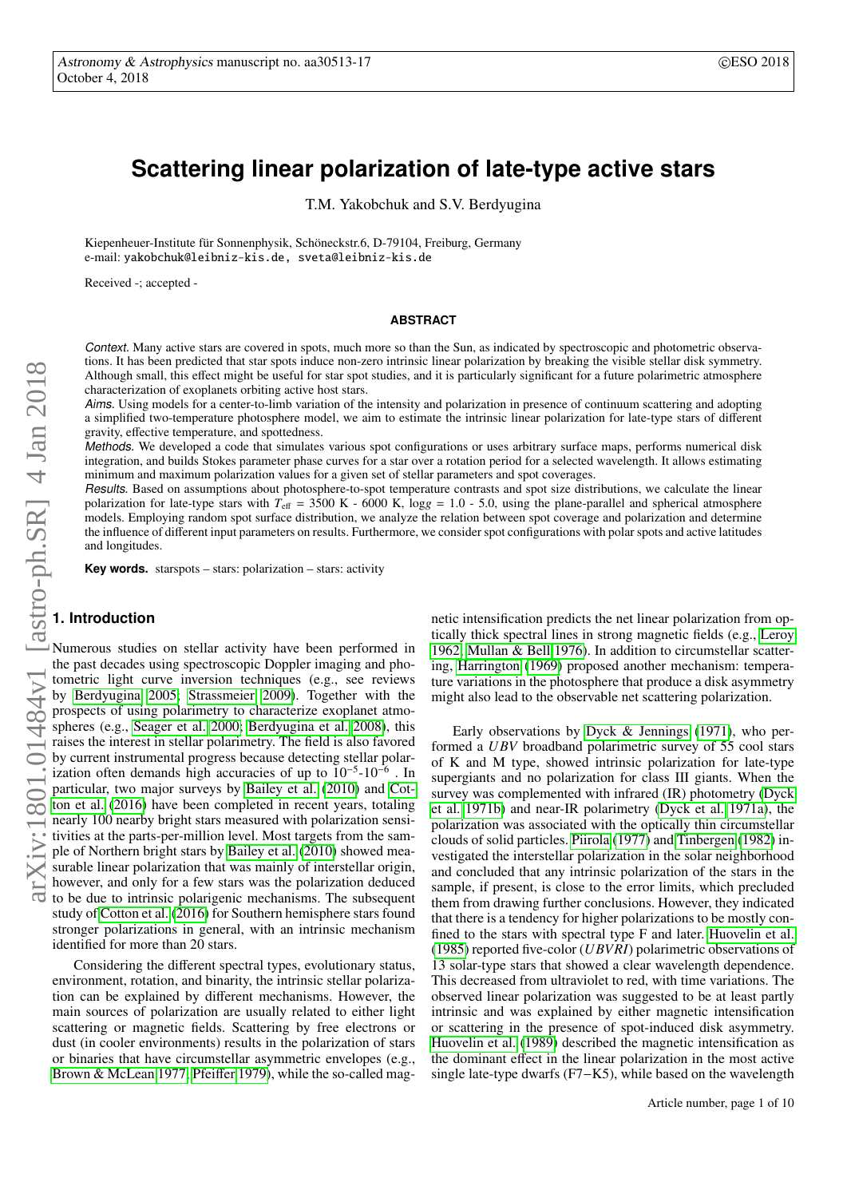# Scattering linear polarization of late-type active stars

T.M. Yakobchuk and S.V. Berdyugina

Kiepenheuer-Institut für Sonnenphysik, Schöneckstr.6, D-79104, Freiburg, Germany
e-mail: yakobchuk@leibniz-kis.de, sveta@leibniz-kis.de

Received -; accepted -

## ABSTRACT

*Context.* Many active stars are covered in spots, much more so than the Sun, as indicated by spectroscopic and photometric observations. It has been predicted that star spots induce non-zero intrinsic linear polarization by breaking the visible stellar disk symmetry. Although small, this effect might be useful for star spot studies, and it is particularly significant for a future polarimetric atmosphere characterization of exoplanets orbiting active host stars.

*Aims.* Using models for a center-to-limb variation of the intensity and polarization in presence of continuum scattering and adopting a simplified two-temperature photosphere model, we aim to estimate the intrinsic linear polarization for late-type stars of different gravity, effective temperature, and spottedness.

*Methods.* We developed a code that simulates various spot configurations or uses arbitrary surface maps, performs numerical disk integration, and builds Stokes parameter phase curves for a star over a rotation period for a selected wavelength. It allows estimating minimum and maximum polarization values for a given set of stellar parameters and spot coverages.

*Results.* Based on assumptions about photosphere-to-spot temperature contrasts and spot size distributions, we calculate the linear polarization for late-type stars with $T_{\rm eff}$ = 3500 K - 6000 K, log$g$ = 1.0 - 5.0, using the plane-parallel and spherical atmosphere models. Employing random spot surface distribution, we analyze the relation between spot coverage and polarization and determine the influence of different input parameters on results. Furthermore, we consider spot configurations with polar spots and active latitudes and longitudes.

**Key words.** starspots – stars: polarization – stars: activity

## 1. Introduction

Numerous studies on stellar activity have been performed in the past decades using spectroscopic Doppler imaging and photometric light curve inversion techniques (e.g., see reviews by Berdyugina 2005; Strassmeier 2009). Together with the prospects of using polarimetry to characterize exoplanet atmospheres (e.g., Seager et al. 2000; Berdyugina et al. 2008), this raises the interest in stellar polarimetry. The field is also favored by current instrumental progress because detecting stellar polarization often demands high accuracies of up to $10^{-5}$-$10^{-6}$ . In particular, two major surveys by Bailey et al. (2010) and Cotton et al. (2016) have been completed in recent years, totaling nearly 100 nearby bright stars measured with polarization sensitivities at the parts-per-million level. Most targets from the sample of Northern bright stars by Bailey et al. (2010) showed measurable linear polarization that was mainly of interstellar origin, however, and only for a few stars was the polarization deduced to be due to intrinsic polarigenic mechanisms. The subsequent study of Cotton et al. (2016) for Southern hemisphere stars found stronger polarizations in general, with an intrinsic mechanism identified for more than 20 stars.

Considering the different spectral types, evolutionary status, environment, rotation, and binarity, the intrinsic stellar polarization can be explained by different mechanisms. However, the main sources of polarization are usually related to either light scattering or magnetic fields. Scattering by free electrons or dust (in cooler environments) results in the polarization of stars or binaries that have circumstellar asymmetric envelopes (e.g., Brown & McLean 1977; Pfeiffer 1979), while the so-called magnetic intensification predicts the net linear polarization from optically thick spectral lines in strong magnetic fields (e.g., Leroy 1962; Mullan & Bell 1976). In addition to circumstellar scattering, Harrington (1969) proposed another mechanism: temperature variations in the photosphere that produce a disk asymmetry might also lead to the observable net scattering polarization.

Early observations by Dyck & Jennings (1971), who performed a $UBV$ broadband polarimetric survey of 55 cool stars of K and M type, showed intrinsic polarization for late-type supergiants and no polarization for class III giants. When the survey was complemented with infrared (IR) photometry (Dyck et al. 1971b) and near-IR polarimetry (Dyck et al. 1971a), the polarization was associated with the optically thin circumstellar clouds of solid particles. Piirola (1977) and Tinbergen (1982) investigated the interstellar polarization in the solar neighborhood and concluded that any intrinsic polarization of the stars in the sample, if present, is close to the error limits, which precluded them from drawing further conclusions. However, they indicated that there is a tendency for higher polarizations to be mostly confined to the stars with spectral type F and later. Huovelin et al. (1985) reported five-color ($UBVRI$) polarimetric observations of 13 solar-type stars that showed a clear wavelength dependence. This decreased from ultraviolet to red, with time variations. The observed linear polarization was suggested to be at least partly intrinsic and was explained by either magnetic intensification or scattering in the presence of spot-induced disk asymmetry. Huovelin et al. (1989) described the magnetic intensification as the dominant effect in the linear polarization in the most active single late-type dwarfs (F7−K5), while based on the wavelength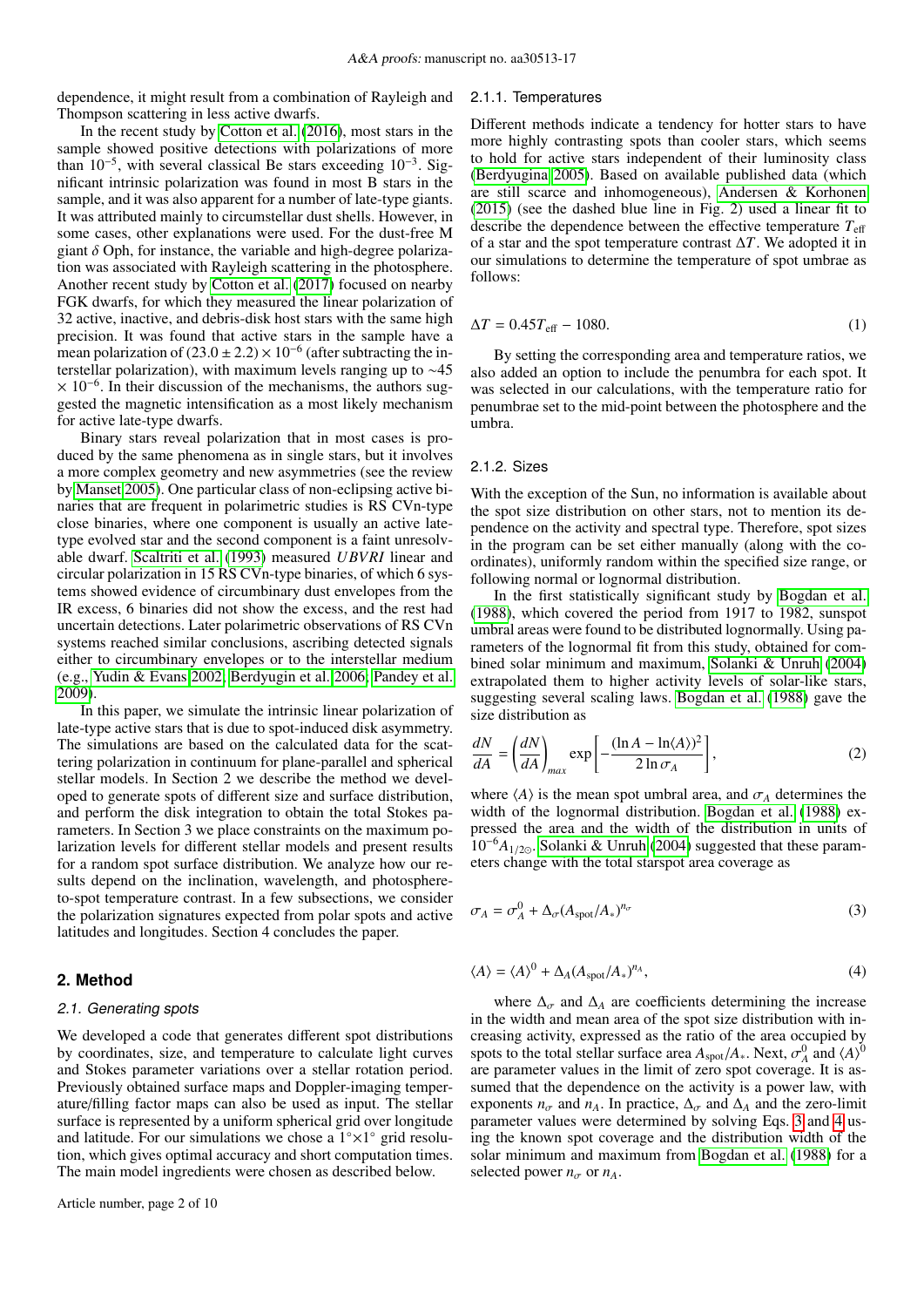dependence, it might result from a combination of Rayleigh and Thompson scattering in less active dwarfs.

In the recent study by Cotton et al. (2016), most stars in the sample showed positive detections with polarizations of more than $10^{-5}$, with several classical Be stars exceeding $10^{-3}$. Significant intrinsic polarization was found in most B stars in the sample, and it was also apparent for a number of late-type giants. It was attributed mainly to circumstellar dust shells. However, in some cases, other explanations were used. For the dust-free M giant $\delta$ Oph, for instance, the variable and high-degree polarization was associated with Rayleigh scattering in the photosphere. Another recent study by Cotton et al. (2017) focused on nearby FGK dwarfs, for which they measured the linear polarization of 32 active, inactive, and debris-disk host stars with the same high precision. It was found that active stars in the sample have a mean polarization of $(23.0 \pm 2.2) \times 10^{-6}$ (after subtracting the interstellar polarization), with maximum levels ranging up to $\sim$45 $\times$ $10^{-6}$. In their discussion of the mechanisms, the authors suggested the magnetic intensification as a most likely mechanism for active late-type dwarfs.

Binary stars reveal polarization that in most cases is produced by the same phenomena as in single stars, but it involves a more complex geometry and new asymmetries (see the review by Manset 2005). One particular class of non-eclipsing active binaries that are frequent in polarimetric studies is RS CVn-type close binaries, where one component is usually an active late-type evolved star and the second component is a faint unresolvable dwarf. Scaltriti et al. (1993) measured *UBVRI* linear and circular polarization in 15 RS CVn-type binaries, of which 6 systems showed evidence of circumbinary dust envelopes from the IR excess, 6 binaries did not show the excess, and the rest had uncertain detections. Later polarimetric observations of RS CVn systems reached similar conclusions, ascribing detected signals either to circumbinary envelopes or to the interstellar medium (e.g., Yudin & Evans 2002; Berdyugin et al. 2006; Pandey et al. 2009).

In this paper, we simulate the intrinsic linear polarization of late-type active stars that is due to spot-induced disk asymmetry. The simulations are based on the calculated data for the scattering polarization in continuum for plane-parallel and spherical stellar models. In Section 2 we describe the method we developed to generate spots of different size and surface distribution, and perform the disk integration to obtain the total Stokes parameters. In Section 3 we place constraints on the maximum polarization levels for different stellar models and present results for a random spot surface distribution. We analyze how our results depend on the inclination, wavelength, and photosphere-to-spot temperature contrast. In a few subsections, we consider the polarization signatures expected from polar spots and active latitudes and longitudes. Section 4 concludes the paper.

## 2. Method

### 2.1. Generating spots

We developed a code that generates different spot distributions by coordinates, size, and temperature to calculate light curves and Stokes parameter variations over a stellar rotation period. Previously obtained surface maps and Doppler-imaging temperature/filling factor maps can also be used as input. The stellar surface is represented by a uniform spherical grid over longitude and latitude. For our simulations we chose a 1°×1° grid resolution, which gives optimal accuracy and short computation times. The main model ingredients were chosen as described below.

#### 2.1.1. Temperatures

Different methods indicate a tendency for hotter stars to have more highly contrasting spots than cooler stars, which seems to hold for active stars independent of their luminosity class (Berdyugina 2005). Based on available published data (which are still scarce and inhomogeneous), Andersen & Korhonen (2015) (see the dashed blue line in Fig. 2) used a linear fit to describe the dependence between the effective temperature $T_{\rm eff}$ of a star and the spot temperature contrast $\Delta T$. We adopted it in our simulations to determine the temperature of spot umbrae as follows:

$$\Delta T = 0.45 T_{\rm eff} - 1080. \tag{1}$$

By setting the corresponding area and temperature ratios, we also added an option to include the penumbra for each spot. It was selected in our calculations, with the temperature ratio for penumbrae set to the mid-point between the photosphere and the umbra.

#### 2.1.2. Sizes

With the exception of the Sun, no information is available about the spot size distribution on other stars, not to mention its dependence on the activity and spectral type. Therefore, spot sizes in the program can be set either manually (along with the coordinates), uniformly random within the specified size range, or following normal or lognormal distribution.

In the first statistically significant study by Bogdan et al. (1988), which covered the period from 1917 to 1982, sunspot umbral areas were found to be distributed lognormally. Using parameters of the lognormal fit from this study, obtained for combined solar minimum and maximum, Solanki & Unruh (2004) extrapolated them to higher activity levels of solar-like stars, suggesting several scaling laws. Bogdan et al. (1988) gave the size distribution as

$$\frac{dN}{dA} = \left(\frac{dN}{dA}\right)_{max} \exp\left[-\frac{(\ln A - \ln\langle A\rangle)^2}{2\ln\sigma_A}\right], \tag{2}$$

where $\langle A\rangle$ is the mean spot umbral area, and $\sigma_A$ determines the width of the lognormal distribution. Bogdan et al. (1988) expressed the area and the width of the distribution in units of $10^{-6} A_{1/2\odot}$. Solanki & Unruh (2004) suggested that these parameters change with the total starspot area coverage as

$$\sigma_A = \sigma_A^0 + \Delta_\sigma (A_{\rm spot}/A_*)^{n_\sigma} \tag{3}$$

$$\langle A\rangle = \langle A\rangle^0 + \Delta_A (A_{\rm spot}/A_*)^{n_A}, \tag{4}$$

where $\Delta_\sigma$ and $\Delta_A$ are coefficients determining the increase in the width and mean area of the spot size distribution with increasing activity, expressed as the ratio of the area occupied by spots to the total stellar surface area $A_{\rm spot}/A_*$. Next, $\sigma_A^0$ and $\langle A\rangle^0$ are parameter values in the limit of zero spot coverage. It is assumed that the dependence on the activity is a power law, with exponents $n_\sigma$ and $n_A$. In practice, $\Delta_\sigma$ and $\Delta_A$ and the zero-limit parameter values were determined by solving Eqs. 3 and 4 using the known spot coverage and the distribution width of the solar minimum and maximum from Bogdan et al. (1988) for a selected power $n_\sigma$ or $n_A$.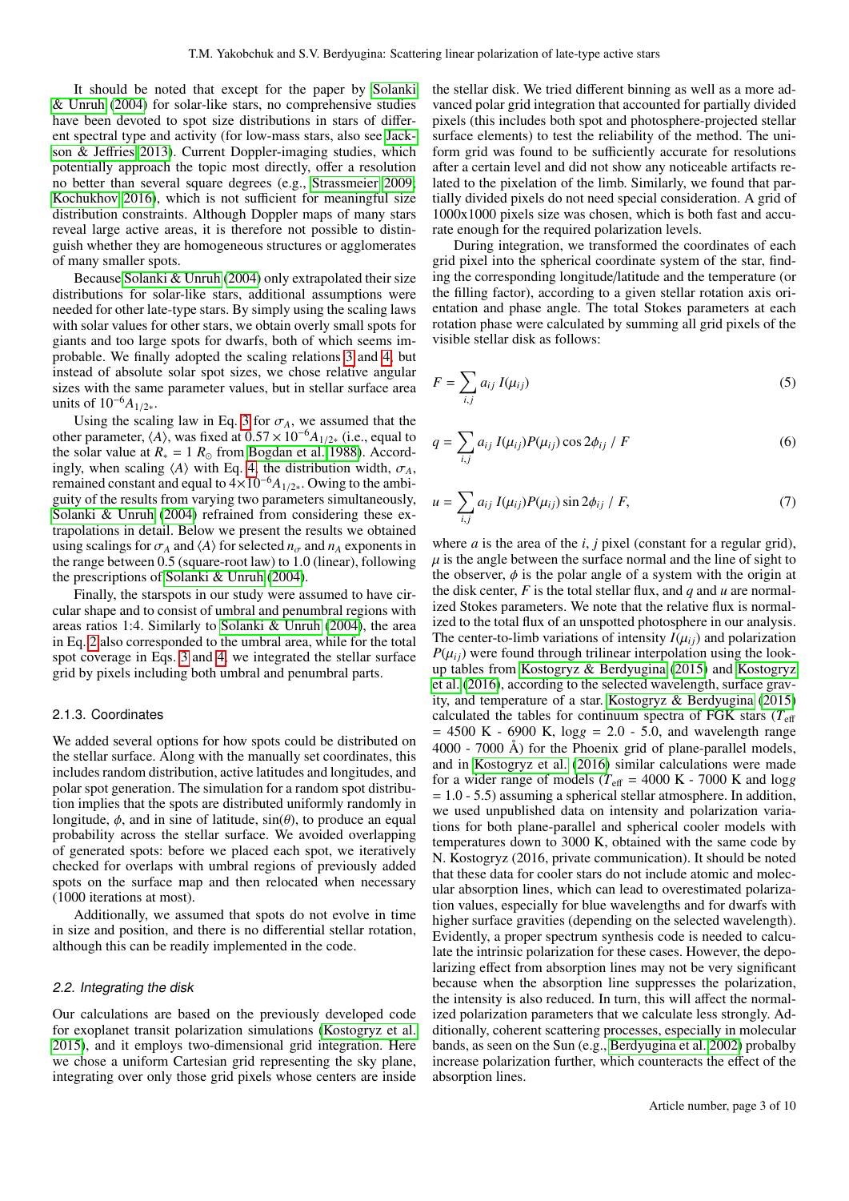It should be noted that except for the paper by Solanki & Unruh (2004) for solar-like stars, no comprehensive studies have been devoted to spot size distributions in stars of different spectral type and activity (for low-mass stars, also see Jackson & Jeffries 2013). Current Doppler-imaging studies, which potentially approach the topic most directly, offer a resolution no better than several square degrees (e.g., Strassmeier 2009; Kochukhov 2016), which is not sufficient for meaningful size distribution constraints. Although Doppler maps of many stars reveal large active areas, it is therefore not possible to distinguish whether they are homogeneous structures or agglomerates of many smaller spots.

Because Solanki & Unruh (2004) only extrapolated their size distributions for solar-like stars, additional assumptions were needed for other late-type stars. By simply using the scaling laws with solar values for other stars, we obtain overly small spots for giants and too large spots for dwarfs, both of which seems improbable. We finally adopted the scaling relations 3 and 4, but instead of absolute solar spot sizes, we chose relative angular sizes with the same parameter values, but in stellar surface area units of $10^{-6}A_{1/2*}$.

Using the scaling law in Eq. 3 for $\sigma_A$, we assumed that the other parameter, $\langle A \rangle$, was fixed at $0.57 \times 10^{-6}A_{1/2*}$ (i.e., equal to the solar value at $R_* = 1\ R_\odot$ from Bogdan et al. 1988). Accordingly, when scaling $\langle A \rangle$ with Eq. 4, the distribution width, $\sigma_A$, remained constant and equal to $4{\times}10^{-6}A_{1/2*}$. Owing to the ambiguity of the results from varying two parameters simultaneously, Solanki & Unruh (2004) refrained from considering these extrapolations in detail. Below we present the results we obtained using scalings for $\sigma_A$ and $\langle A \rangle$ for selected $n_\sigma$ and $n_A$ exponents in the range between 0.5 (square-root law) to 1.0 (linear), following the prescriptions of Solanki & Unruh (2004).

Finally, the starspots in our study were assumed to have circular shape and to consist of umbral and penumbral regions with areas ratios 1:4. Similarly to Solanki & Unruh (2004), the area in Eq. 2 also corresponded to the umbral area, while for the total spot coverage in Eqs. 3 and 4, we integrated the stellar surface grid by pixels including both umbral and penumbral parts.

### 2.1.3. Coordinates

We added several options for how spots could be distributed on the stellar surface. Along with the manually set coordinates, this includes random distribution, active latitudes and longitudes, and polar spot generation. The simulation for a random spot distribution implies that the spots are distributed uniformly randomly in longitude, $\phi$, and in sine of latitude, $\sin(\theta)$, to produce an equal probability across the stellar surface. We avoided overlapping of generated spots: before we placed each spot, we iteratively checked for overlaps with umbral regions of previously added spots on the surface map and then relocated when necessary (1000 iterations at most).

Additionally, we assumed that spots do not evolve in time in size and position, and there is no differential stellar rotation, although this can be readily implemented in the code.

## *2.2. Integrating the disk*

Our calculations are based on the previously developed code for exoplanet transit polarization simulations (Kostogryz et al. 2015), and it employs two-dimensional grid integration. Here we chose a uniform Cartesian grid representing the sky plane, integrating over only those grid pixels whose centers are inside the stellar disk. We tried different binning as well as a more advanced polar grid integration that accounted for partially divided pixels (this includes both spot and photosphere-projected stellar surface elements) to test the reliability of the method. The uniform grid was found to be sufficiently accurate for resolutions after a certain level and did not show any noticeable artifacts related to the pixelation of the limb. Similarly, we found that partially divided pixels do not need special consideration. A grid of 1000x1000 pixels size was chosen, which is both fast and accurate enough for the required polarization levels.

During integration, we transformed the coordinates of each grid pixel into the spherical coordinate system of the star, finding the corresponding longitude/latitude and the temperature (or the filling factor), according to a given stellar rotation axis orientation and phase angle. The total Stokes parameters at each rotation phase were calculated by summing all grid pixels of the visible stellar disk as follows:

$$F = \sum_{i,j} a_{ij}\ I(\mu_{ij}) \tag{5}$$

$$q = \sum_{i,j} a_{ij}\ I(\mu_{ij})P(\mu_{ij}) \cos 2\phi_{ij}\ /\ F \tag{6}$$

$$u = \sum_{i,j} a_{ij}\ I(\mu_{ij})P(\mu_{ij}) \sin 2\phi_{ij}\ /\ F, \tag{7}$$

where $a$ is the area of the $i, j$ pixel (constant for a regular grid), $\mu$ is the angle between the surface normal and the line of sight to the observer, $\phi$ is the polar angle of a system with the origin at the disk center, $F$ is the total stellar flux, and $q$ and $u$ are normalized Stokes parameters. We note that the relative flux is normalized to the total flux of an unspotted photosphere in our analysis. The center-to-limb variations of intensity $I(\mu_{ij})$ and polarization $P(\mu_{ij})$ were found through trilinear interpolation using the look-up tables from Kostogryz & Berdyugina (2015) and Kostogryz et al. (2016), according to the selected wavelength, surface gravity, and temperature of a star. Kostogryz & Berdyugina (2015) calculated the tables for continuum spectra of FGK stars ($T_{\rm eff}$ = 4500 K - 6900 K, $\log g$ = 2.0 - 5.0, and wavelength range 4000 - 7000 Å) for the Phoenix grid of plane-parallel models, and in Kostogryz et al. (2016) similar calculations were made for a wider range of models ($T_{\rm eff}$ = 4000 K - 7000 K and $\log g$ = 1.0 - 5.5) assuming a spherical stellar atmosphere. In addition, we used unpublished data on intensity and polarization variations for both plane-parallel and spherical cooler models with temperatures down to 3000 K, obtained with the same code by N. Kostogryz (2016, private communication). It should be noted that these data for cooler stars do not include atomic and molecular absorption lines, which can lead to overestimated polarization values, especially for blue wavelengths and for dwarfs with higher surface gravities (depending on the selected wavelength). Evidently, a proper spectrum synthesis code is needed to calculate the intrinsic polarization for these cases. However, the depolarizing effect from absorption lines may not be very significant because when the absorption line suppresses the polarization, the intensity is also reduced. In turn, this will affect the normalized polarization parameters that we calculate less strongly. Additionally, coherent scattering processes, especially in molecular bands, as seen on the Sun (e.g., Berdyugina et al. 2002) probalby increase polarization further, which counteracts the effect of the absorption lines.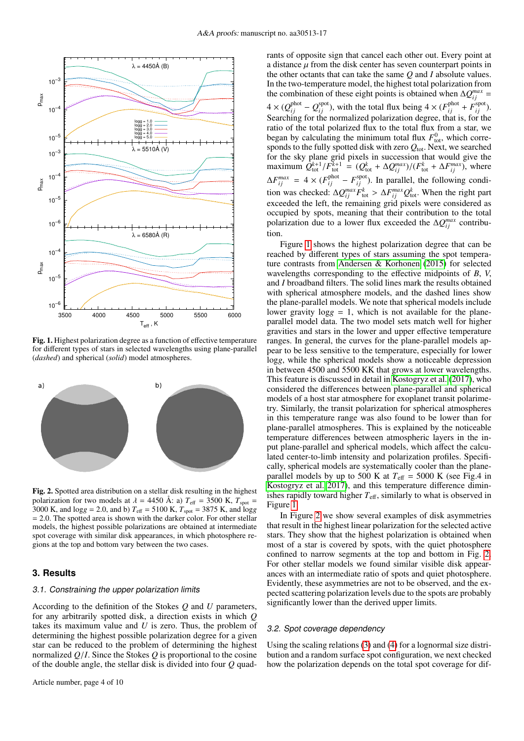**Fig. 1.** Highest polarization degree as a function of effective temperature for different types of stars in selected wavelengths using plane-parallel (*dashed*) and spherical (*solid*) model atmospheres.

**Fig. 2.** Spotted area distribution on a stellar disk resulting in the highest polarization for two models at $\lambda = 4450$ Å: a) $T_{\rm eff} = 3500$ K, $T_{\rm spot} = 3000$ K, and $\log g = 2.0$, and b) $T_{\rm eff} = 5100$ K, $T_{\rm spot} = 3875$ K, and $\log g = 2.0$. The spotted area is shown with the darker color. For other stellar models, the highest possible polarizations are obtained at intermediate spot coverage with similar disk appearances, in which photosphere regions at the top and bottom vary between the two cases.

## 3. Results

### 3.1. Constraining the upper polarization limits

According to the definition of the Stokes $Q$ and $U$ parameters, for any arbitrarily spotted disk, a direction exists in which $Q$ takes its maximum value and $U$ is zero. Thus, the problem of determining the highest possible polarization degree for a given star can be reduced to the problem of determining the highest normalized $Q/I$. Since the Stokes $Q$ is proportional to the cosine of the double angle, the stellar disk is divided into four $Q$ quadrants of opposite sign that cancel each other out. Every point at a distance $\mu$ from the disk center has seven counterpart points in the other octants that can take the same $Q$ and $I$ absolute values. In the two-temperature model, the highest total polarization from the combination of these eight points is obtained when $\Delta Q_{ij}^{max} = 4 \times (Q_{ij}^{\rm phot} - Q_{ij}^{\rm spot})$, with the total flux being $4 \times (F_{ij}^{\rm phot} + F_{ij}^{\rm spot})$. Searching for the normalized polarization degree, that is, for the ratio of the total polarized flux to the total flux from a star, we began by calculating the minimum total flux $F_{\rm tot}^{0}$, which corresponds to the fully spotted disk with zero $Q_{\rm tot}$. Next, we searched for the sky plane grid pixels in succession that would give the maximum $Q_{\rm tot}^{k+1}/F_{\rm tot}^{k+1} = (Q_{\rm tot}^{k} + \Delta Q_{ij}^{max})/(F_{\rm tot}^{k} + \Delta F_{ij}^{max})$, where $\Delta F_{ij}^{max} = 4 \times (F_{ij}^{\rm phot} - F_{ij}^{\rm spot})$. In parallel, the following condition was checked: $\Delta Q_{ij}^{max} F_{\rm tot}^{k} > \Delta F_{ij}^{max} Q_{\rm tot}^{k}$. When the right part exceeded the left, the remaining grid pixels were considered as occupied by spots, meaning that their contribution to the total polarization due to a lower flux exceeded the $\Delta Q_{ij}^{max}$ contribution.

Figure 1 shows the highest polarization degree that can be reached by different types of stars assuming the spot temperature contrasts from Andersen & Korhonen (2015) for selected wavelengths corresponding to the effective midpoints of $B$, $V$, and $I$ broadband filters. The solid lines mark the results obtained with spherical atmosphere models, and the dashed lines show the plane-parallel models. We note that spherical models include lower gravity $\log g = 1$, which is not available for the plane-parallel model data. The two model sets match well for higher gravities and stars in the lower and upper effective temperature ranges. In general, the curves for the plane-parallel models appear to be less sensitive to the temperature, especially for lower $\log g$, while the spherical models show a noticeable depression in between 4500 and 5500 KK that grows at lower wavelengths. This feature is discussed in detail in Kostogryz et al. (2017), who considered the differences between plane-parallel and spherical models of a host star atmosphere for exoplanet transit polarimetry. Similarly, the transit polarization for spherical atmospheres in this temperature range was also found to be lower than for plane-parallel atmospheres. This is explained by the noticeable temperature differences between atmospheric layers in the input plane-parallel and spherical models, which affect the calculated center-to-limb intensity and polarization profiles. Specifically, spherical models are systematically cooler than the plane-parallel models by up to 500 K at $T_{\rm eff} = 5000$ K (see Fig.4 in Kostogryz et al. 2017), and this temperature difference diminishes rapidly toward higher $T_{\rm eff}$, similarly to what is observed in Figure 1.

In Figure 2 we show several examples of disk asymmetries that result in the highest linear polarization for the selected active stars. They show that the highest polarization is obtained when most of a star is covered by spots, with the quiet photosphere confined to narrow segments at the top and bottom in Fig. 2. For other stellar models we found similar visible disk appearances with an intermediate ratio of spots and quiet photosphere. Evidently, these asymmetries are not to be observed, and the expected scattering polarization levels due to the spots are probably significantly lower than the derived upper limits.

### 3.2. Spot coverage dependency

Using the scaling relations (3) and (4) for a lognormal size distribution and a random surface spot configuration, we next checked how the polarization depends on the total spot coverage for dif-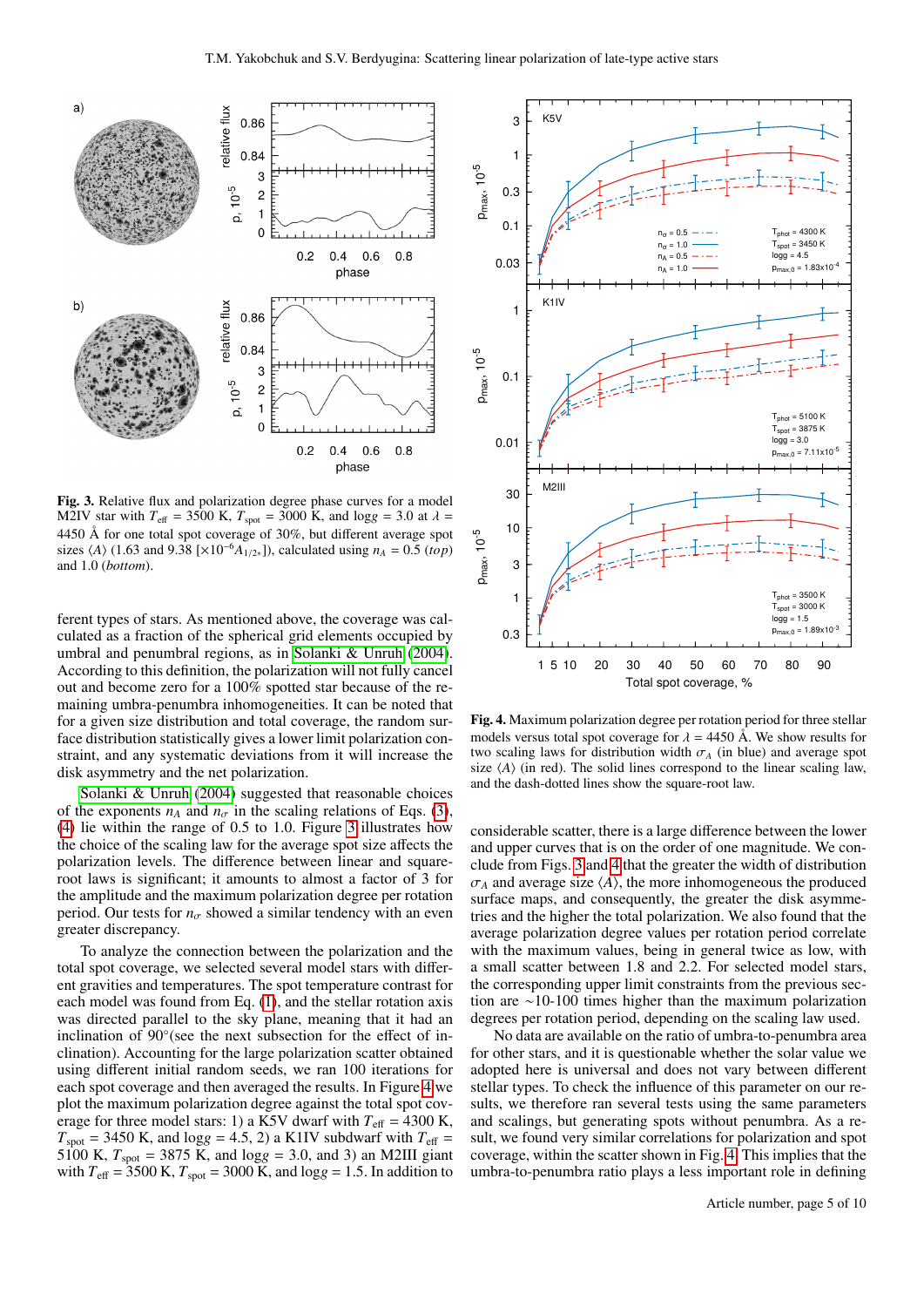**Fig. 3.** Relative flux and polarization degree phase curves for a model M2IV star with $T_{\rm eff}$ = 3500 K, $T_{\rm spot}$ = 3000 K, and logg = 3.0 at $\lambda$ = 4450 Å for one total spot coverage of 30%, but different average spot sizes $\langle A \rangle$ (1.63 and 9.38 [$\times 10^{-6} A_{1/2*}$]), calculated using $n_A$ = 0.5 (*top*) and 1.0 (*bottom*).

**Fig. 4.** Maximum polarization degree per rotation period for three stellar models versus total spot coverage for $\lambda$ = 4450 Å. We show results for two scaling laws for distribution width $\sigma_A$ (in blue) and average spot size $\langle A \rangle$ (in red). The solid lines correspond to the linear scaling law, and the dash-dotted lines show the square-root law.

ferent types of stars. As mentioned above, the coverage was calculated as a fraction of the spherical grid elements occupied by umbral and penumbral regions, as in Solanki & Unruh (2004). According to this definition, the polarization will not fully cancel out and become zero for a 100% spotted star because of the remaining umbra-penumbra inhomogeneities. It can be noted that for a given size distribution and total coverage, the random surface distribution statistically gives a lower limit polarization constraint, and any systematic deviations from it will increase the disk asymmetry and the net polarization.

Solanki & Unruh (2004) suggested that reasonable choices of the exponents $n_A$ and $n_\sigma$ in the scaling relations of Eqs. (3), (4) lie within the range of 0.5 to 1.0. Figure 3 illustrates how the choice of the scaling law for the average spot size affects the polarization levels. The difference between linear and square-root laws is significant; it amounts to almost a factor of 3 for the amplitude and the maximum polarization degree per rotation period. Our tests for $n_\sigma$ showed a similar tendency with an even greater discrepancy.

To analyze the connection between the polarization and the total spot coverage, we selected several model stars with different gravities and temperatures. The spot temperature contrast for each model was found from Eq. (1), and the stellar rotation axis was directed parallel to the sky plane, meaning that it had an inclination of 90°(see the next subsection for the effect of inclination). Accounting for the large polarization scatter obtained using different initial random seeds, we ran 100 iterations for each spot coverage and then averaged the results. In Figure 4 we plot the maximum polarization degree against the total spot coverage for three model stars: 1) a K5V dwarf with $T_{\rm eff}$ = 4300 K, $T_{\rm spot}$ = 3450 K, and logg = 4.5, 2) a K1IV subdwarf with $T_{\rm eff}$ = 5100 K, $T_{\rm spot}$ = 3875 K, and logg = 3.0, and 3) an M2III giant with $T_{\rm eff}$ = 3500 K, $T_{\rm spot}$ = 3000 K, and logg = 1.5. In addition to considerable scatter, there is a large difference between the lower and upper curves that is on the order of one magnitude. We conclude from Figs. 3 and 4 that the greater the width of distribution $\sigma_A$ and average size $\langle A \rangle$, the more inhomogeneous the produced surface maps, and consequently, the greater the disk asymmetries and the higher the total polarization. We also found that the average polarization degree values per rotation period correlate with the maximum values, being in general twice as low, with a small scatter between 1.8 and 2.2. For selected model stars, the corresponding upper limit constraints from the previous section are ~10-100 times higher than the maximum polarization degrees per rotation period, depending on the scaling law used.

No data are available on the ratio of umbra-to-penumbra area for other stars, and it is questionable whether the solar value we adopted here is universal and does not vary between different stellar types. To check the influence of this parameter on our results, we therefore ran several tests using the same parameters and scalings, but generating spots without penumbra. As a result, we found very similar correlations for polarization and spot coverage, within the scatter shown in Fig. 4. This implies that the umbra-to-penumbra ratio plays a less important role in defining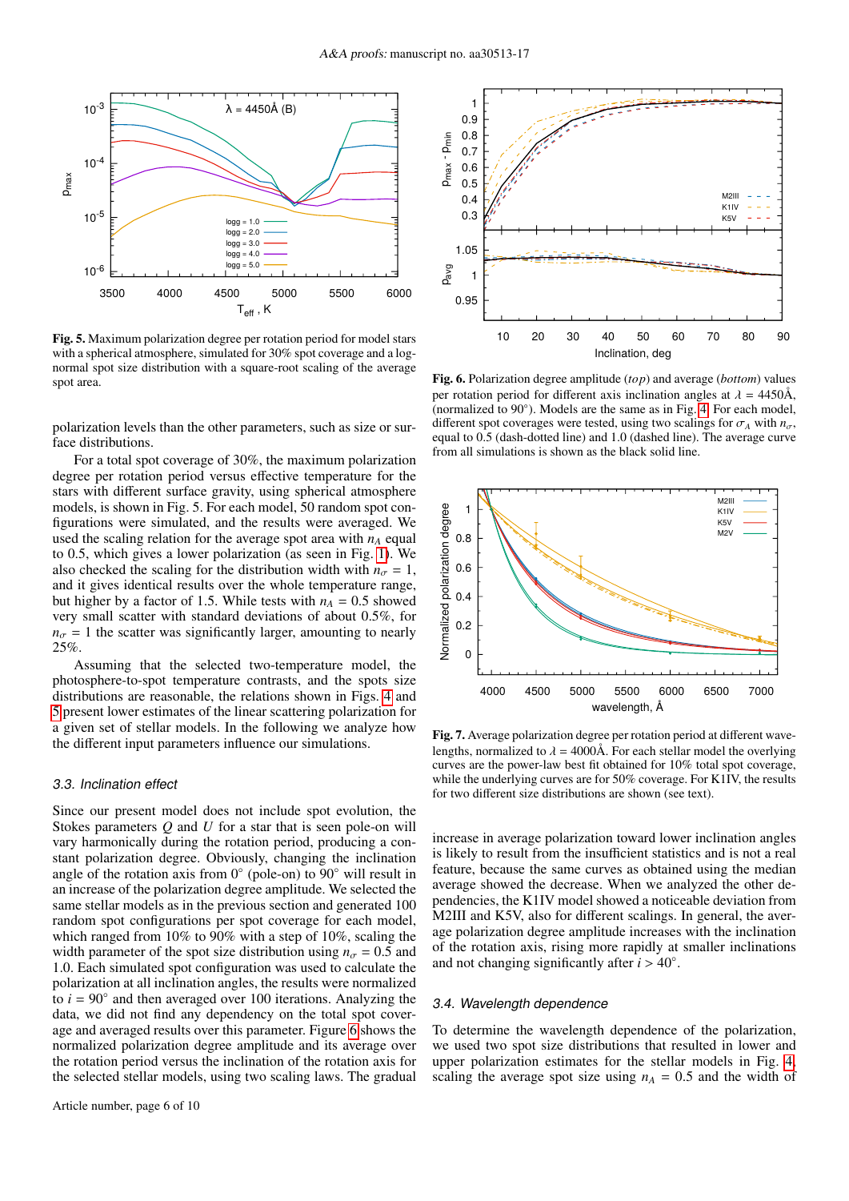**Fig. 5.** Maximum polarization degree per rotation period for model stars with a spherical atmosphere, simulated for 30% spot coverage and a log-normal spot size distribution with a square-root scaling of the average spot area.

polarization levels than the other parameters, such as size or surface distributions.

For a total spot coverage of 30%, the maximum polarization degree per rotation period versus effective temperature for the stars with different surface gravity, using spherical atmosphere models, is shown in Fig. 5. For each model, 50 random spot configurations were simulated, and the results were averaged. We used the scaling relation for the average spot area with $n_A$ equal to 0.5, which gives a lower polarization (as seen in Fig. 1). We also checked the scaling for the distribution width with $n_\sigma = 1$, and it gives identical results over the whole temperature range, but higher by a factor of 1.5. While tests with $n_A = 0.5$ showed very small scatter with standard deviations of about 0.5%, for $n_\sigma = 1$ the scatter was significantly larger, amounting to nearly 25%.

Assuming that the selected two-temperature model, the photosphere-to-spot temperature contrasts, and the spots size distributions are reasonable, the relations shown in Figs. 4 and 5 present lower estimates of the linear scattering polarization for a given set of stellar models. In the following we analyze how the different input parameters influence our simulations.

### 3.3. Inclination effect

Since our present model does not include spot evolution, the Stokes parameters $Q$ and $U$ for a star that is seen pole-on will vary harmonically during the rotation period, producing a constant polarization degree. Obviously, changing the inclination angle of the rotation axis from 0° (pole-on) to 90° will result in an increase of the polarization degree amplitude. We selected the same stellar models as in the previous section and generated 100 random spot configurations per spot coverage for each model, which ranged from 10% to 90% with a step of 10%, scaling the width parameter of the spot size distribution using $n_\sigma = 0.5$ and 1.0. Each simulated spot configuration was used to calculate the polarization at all inclination angles, the results were normalized to $i = 90°$ and then averaged over 100 iterations. Analyzing the data, we did not find any dependency on the total spot coverage and averaged results over this parameter. Figure 6 shows the normalized polarization degree amplitude and its average over the rotation period versus the inclination of the rotation axis for the selected stellar models, using two scaling laws. The gradual increase in average polarization toward lower inclination angles is likely to result from the insufficient statistics and is not a real feature, because the same curves as obtained using the median average showed the decrease. When we analyzed the other dependencies, the K1IV model showed a noticeable deviation from M2III and K5V, also for different scalings. In general, the average polarization degree amplitude increases with the inclination of the rotation axis, rising more rapidly at smaller inclinations and not changing significantly after $i > 40°$.

**Fig. 6.** Polarization degree amplitude (*top*) and average (*bottom*) values per rotation period for different axis inclination angles at $\lambda = 4450$Å, (normalized to 90°). Models are the same as in Fig. 4. For each model, different spot coverages were tested, using two scalings for $\sigma_A$ with $n_\sigma$, equal to 0.5 (dash-dotted line) and 1.0 (dashed line). The average curve from all simulations is shown as the black solid line.

**Fig. 7.** Average polarization degree per rotation period at different wavelengths, normalized to $\lambda = 4000$Å. For each stellar model the overlying curves are the power-law best fit obtained for 10% total spot coverage, while the underlying curves are for 50% coverage. For K1IV, the results for two different size distributions are shown (see text).

### 3.4. Wavelength dependence

To determine the wavelength dependence of the polarization, we used two spot size distributions that resulted in lower and upper polarization estimates for the stellar models in Fig. 4, scaling the average spot size using $n_A = 0.5$ and the width of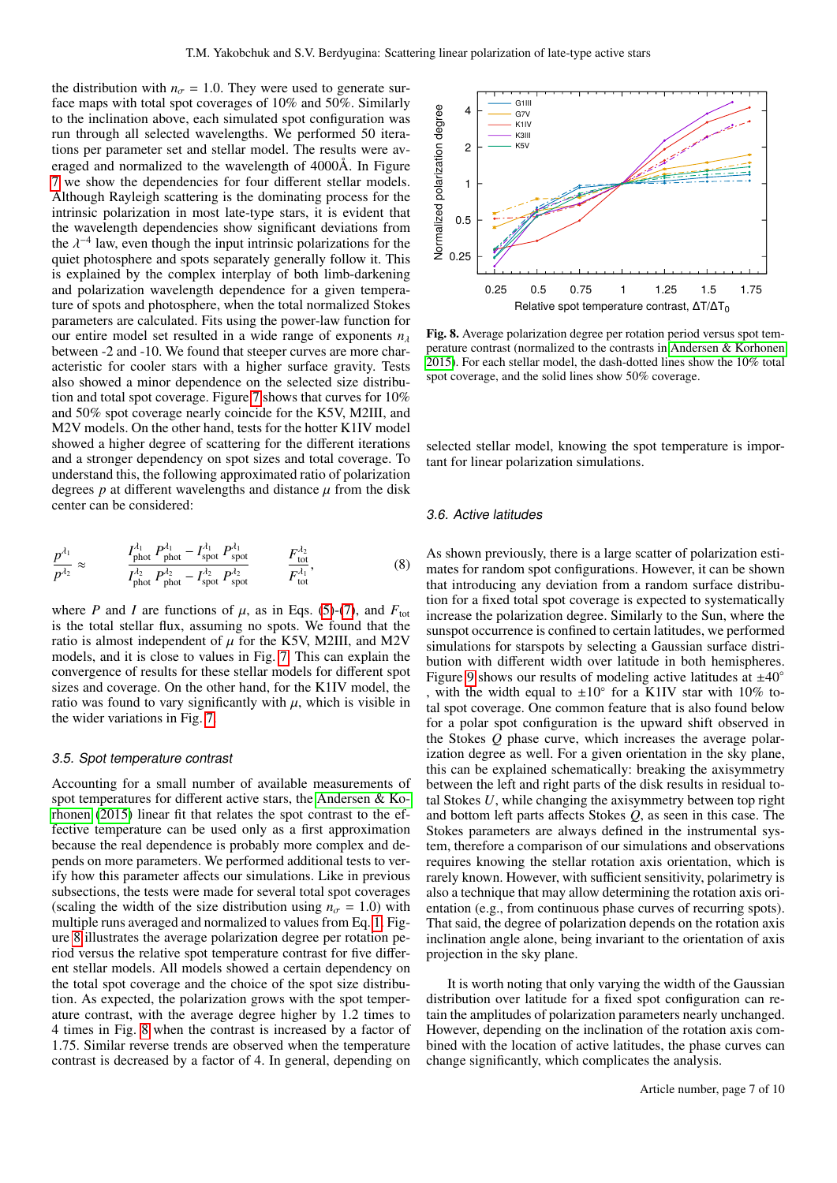the distribution with $n_\sigma = 1.0$. They were used to generate surface maps with total spot coverages of 10% and 50%. Similarly to the inclination above, each simulated spot configuration was run through all selected wavelengths. We performed 50 iterations per parameter set and stellar model. The results were averaged and normalized to the wavelength of 4000Å. In Figure 7 we show the dependencies for four different stellar models. Although Rayleigh scattering is the dominating process for the intrinsic polarization in most late-type stars, it is evident that the wavelength dependencies show significant deviations from the $\lambda^{-4}$ law, even though the input intrinsic polarizations for the quiet photosphere and spots separately generally follow it. This is explained by the complex interplay of both limb-darkening and polarization wavelength dependence for a given temperature of spots and photosphere, when the total normalized Stokes parameters are calculated. Fits using the power-law function for our entire model set resulted in a wide range of exponents $n_\lambda$ between -2 and -10. We found that steeper curves are more characteristic for cooler stars with a higher surface gravity. Tests also showed a minor dependence on the selected size distribution and total spot coverage. Figure 7 shows that curves for 10% and 50% spot coverage nearly coincide for the K5V, M2III, and M2V models. On the other hand, tests for the hotter K1IV model showed a higher degree of scattering for the different iterations and a stronger dependency on spot sizes and total coverage. To understand this, the following approximated ratio of polarization degrees $p$ at different wavelengths and distance $\mu$ from the disk center can be considered:

$$\frac{p^{\lambda_1}}{p^{\lambda_2}} \approx \frac{I_{\text{phot}}^{\lambda_1} P_{\text{phot}}^{\lambda_1} - I_{\text{spot}}^{\lambda_1} P_{\text{spot}}^{\lambda_1}}{I_{\text{phot}}^{\lambda_2} P_{\text{phot}}^{\lambda_2} - I_{\text{spot}}^{\lambda_2} P_{\text{spot}}^{\lambda_2}} \frac{F_{\text{tot}}^{\lambda_2}}{F_{\text{tot}}^{\lambda_1}}, \tag{8}$$

where $P$ and $I$ are functions of $\mu$, as in Eqs. (5)-(7), and $F_{\text{tot}}$ is the total stellar flux, assuming no spots. We found that the ratio is almost independent of $\mu$ for the K5V, M2III, and M2V models, and it is close to values in Fig. 7. This can explain the convergence of results for these stellar models for different spot sizes and coverage. On the other hand, for the K1IV model, the ratio was found to vary significantly with $\mu$, which is visible in the wider variations in Fig. 7.

### 3.5. Spot temperature contrast

Accounting for a small number of available measurements of spot temperatures for different active stars, the Andersen & Korhonen (2015) linear fit that relates the spot contrast to the effective temperature can be used only as a first approximation because the real dependence is probably more complex and depends on more parameters. We performed additional tests to verify how this parameter affects our simulations. Like in previous subsections, the tests were made for several total spot coverages (scaling the width of the size distribution using $n_\sigma = 1.0$) with multiple runs averaged and normalized to values from Eq. 1. Figure 8 illustrates the average polarization degree per rotation period versus the relative spot temperature contrast for five different stellar models. All models showed a certain dependency on the total spot coverage and the choice of the spot size distribution. As expected, the polarization grows with the spot temperature contrast, with the average degree higher by 1.2 times to 4 times in Fig. 8 when the contrast is increased by a factor of 1.75. Similar reverse trends are observed when the temperature contrast is decreased by a factor of 4. In general, depending on the selected stellar model, knowing the spot temperature is important for linear polarization simulations.

**Fig. 8.** Average polarization degree per rotation period versus spot temperature contrast (normalized to the contrasts in Andersen & Korhonen 2015). For each stellar model, the dash-dotted lines show the 10% total spot coverage, and the solid lines show 50% coverage.

### 3.6. Active latitudes

As shown previously, there is a large scatter of polarization estimates for random spot configurations. However, it can be shown that introducing any deviation from a random surface distribution for a fixed total spot coverage is expected to systematically increase the polarization degree. Similarly to the Sun, where the sunspot occurrence is confined to certain latitudes, we performed simulations for starspots by selecting a Gaussian surface distribution with different width over latitude in both hemispheres. Figure 9 shows our results of modeling active latitudes at ±40°, with the width equal to ±10° for a K1IV star with 10% total spot coverage. One common feature that is also found below for a polar spot configuration is the upward shift observed in the Stokes $Q$ phase curve, which increases the average polarization degree as well. For a given orientation in the sky plane, this can be explained schematically: breaking the axisymmetry between the left and right parts of the disk results in residual total Stokes $U$, while changing the axisymmetry between top right and bottom left parts affects Stokes $Q$, as seen in this case. The Stokes parameters are always defined in the instrumental system, therefore a comparison of our simulations and observations requires knowing the stellar rotation axis orientation, which is rarely known. However, with sufficient sensitivity, polarimetry is also a technique that may allow determining the rotation axis orientation (e.g., from continuous phase curves of recurring spots). That said, the degree of polarization depends on the rotation axis inclination angle alone, being invariant to the orientation of axis projection in the sky plane.

It is worth noting that only varying the width of the Gaussian distribution over latitude for a fixed spot configuration can retain the amplitudes of polarization parameters nearly unchanged. However, depending on the inclination of the rotation axis combined with the location of active latitudes, the phase curves can change significantly, which complicates the analysis.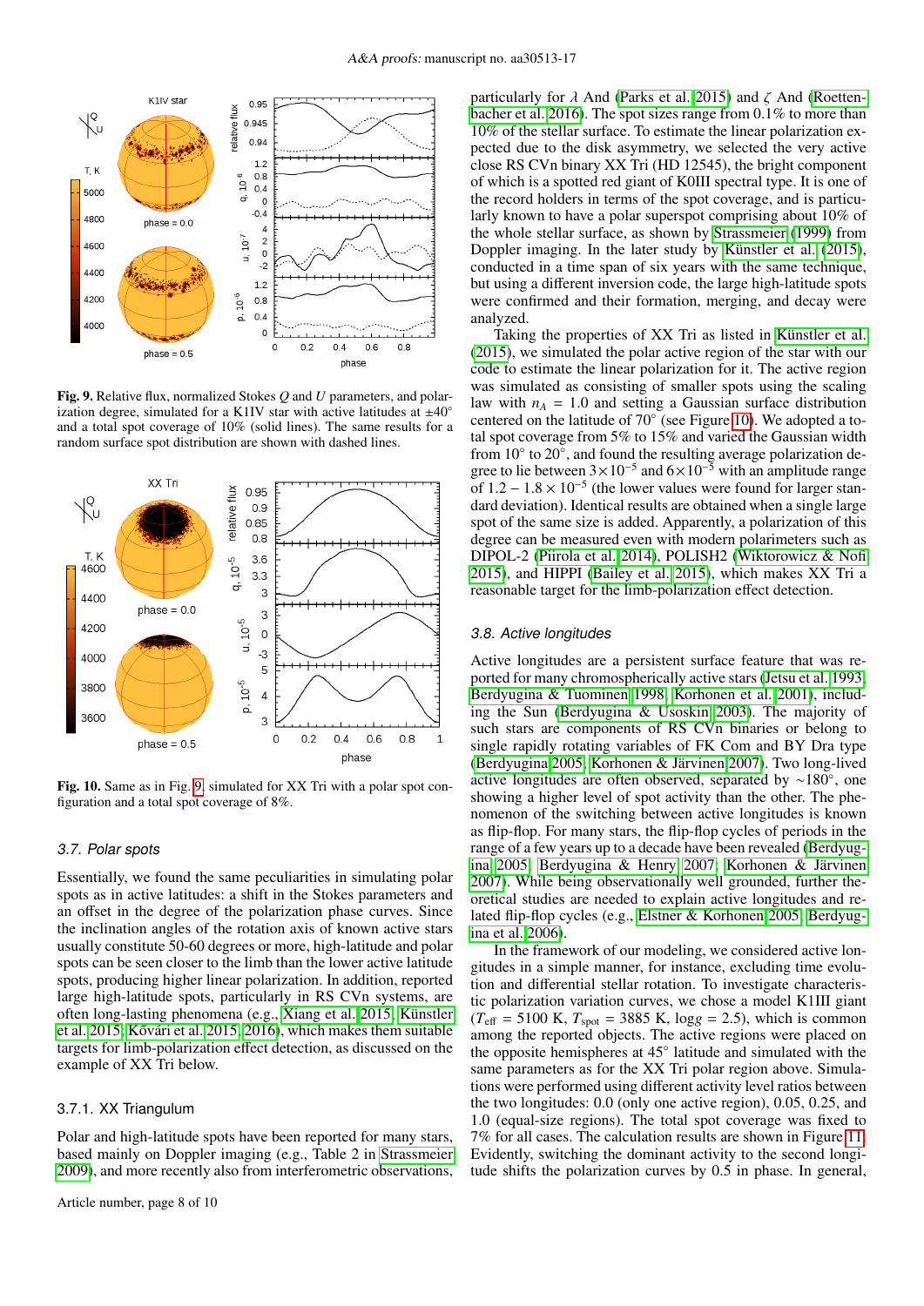**Fig. 9.** Relative flux, normalized Stokes $Q$ and $U$ parameters, and polarization degree, simulated for a K1IV star with active latitudes at $\pm 40^{\circ}$ and a total spot coverage of 10% (solid lines). The same results for a random surface spot distribution are shown with dashed lines.

**Fig. 10.** Same as in Fig. 9, simulated for XX Tri with a polar spot configuration and a total spot coverage of 8%.

### 3.7. Polar spots

Essentially, we found the same peculiarities in simulating polar spots as in active latitudes: a shift in the Stokes parameters and an offset in the degree of the polarization phase curves. Since the inclination angles of the rotation axis of known active stars usually constitute 50-60 degrees or more, high-latitude and polar spots can be seen closer to the limb than the lower active latitude spots, producing higher linear polarization. In addition, reported large high-latitude spots, particularly in RS CVn systems, are often long-lasting phenomena (e.g., Xiang et al. 2015; Künstler et al. 2015; Kővári et al. 2015, 2016), which makes them suitable targets for limb-polarization effect detection, as discussed on the example of XX Tri below.

#### 3.7.1. XX Triangulum

Polar and high-latitude spots have been reported for many stars, based mainly on Doppler imaging (e.g., Table 2 in Strassmeier 2009), and more recently also from interferometric observations, particularly for $\lambda$ And (Parks et al. 2015) and $\zeta$ And (Roettenbacher et al. 2016). The spot sizes range from 0.1% to more than 10% of the stellar surface. To estimate the linear polarization expected due to the disk asymmetry, we selected the very active close RS CVn binary XX Tri (HD 12545), the bright component of which is a spotted red giant of K0III spectral type. It is one of the record holders in terms of the spot coverage, and is particularly known to have a polar superspot comprising about 10% of the whole stellar surface, as shown by Strassmeier (1999) from Doppler imaging. In the later study by Künstler et al. (2015), conducted in a time span of six years with the same technique, but using a different inversion code, the large high-latitude spots were confirmed and their formation, merging, and decay were analyzed.

Taking the properties of XX Tri as listed in Künstler et al. (2015), we simulated the polar active region of the star with our code to estimate the linear polarization for it. The active region was simulated as consisting of smaller spots using the scaling law with $n_A = 1.0$ and setting a Gaussian surface distribution centered on the latitude of $70^{\circ}$ (see Figure 10). We adopted a total spot coverage from 5% to 15% and varied the Gaussian width from $10^{\circ}$ to $20^{\circ}$, and found the resulting average polarization degree to lie between $3\times10^{-5}$ and $6\times10^{-5}$ with an amplitude range of $1.2 - 1.8 \times 10^{-5}$ (the lower values were found for larger standard deviation). Identical results are obtained when a single large spot of the same size is added. Apparently, a polarization of this degree can be measured even with modern polarimeters such as DIPOL-2 (Piirola et al. 2014), POLISH2 (Wiktorowicz & Nofi 2015), and HIPPI (Bailey et al. 2015), which makes XX Tri a reasonable target for the limb-polarization effect detection.

### 3.8. Active longitudes

Active longitudes are a persistent surface feature that was reported for many chromospherically active stars (Jetsu et al. 1993; Berdyugina & Tuominen 1998; Korhonen et al. 2001), including the Sun (Berdyugina & Usoskin 2003). The majority of such stars are components of RS CVn binaries or belong to single rapidly rotating variables of FK Com and BY Dra type (Berdyugina 2005; Korhonen & Järvinen 2007). Two long-lived active longitudes are often observed, separated by $\sim 180^{\circ}$, one showing a higher level of spot activity than the other. The phenomenon of the switching between active longitudes is known as flip-flop. For many stars, the flip-flop cycles of periods in the range of a few years up to a decade have been revealed (Berdyugina 2005; Berdyugina & Henry 2007; Korhonen & Järvinen 2007). While being observationally well grounded, further theoretical studies are needed to explain active longitudes and related flip-flop cycles (e.g., Elstner & Korhonen 2005; Berdyugina et al. 2006).

In the framework of our modeling, we considered active longitudes in a simple manner, for instance, excluding time evolution and differential stellar rotation. To investigate characteristic polarization variation curves, we chose a model K1III giant ($T_{\rm eff}$ = 5100 K, $T_{\rm spot}$ = 3885 K, log$g$ = 2.5), which is common among the reported objects. The active regions were placed on the opposite hemispheres at $45^{\circ}$ latitude and simulated with the same parameters as for the XX Tri polar region above. Simulations were performed using different activity level ratios between the two longitudes: 0.0 (only one active region), 0.05, 0.25, and 1.0 (equal-size regions). The total spot coverage was fixed to 7% for all cases. The calculation results are shown in Figure 11. Evidently, switching the dominant activity to the second longitude shifts the polarization curves by 0.5 in phase. In general,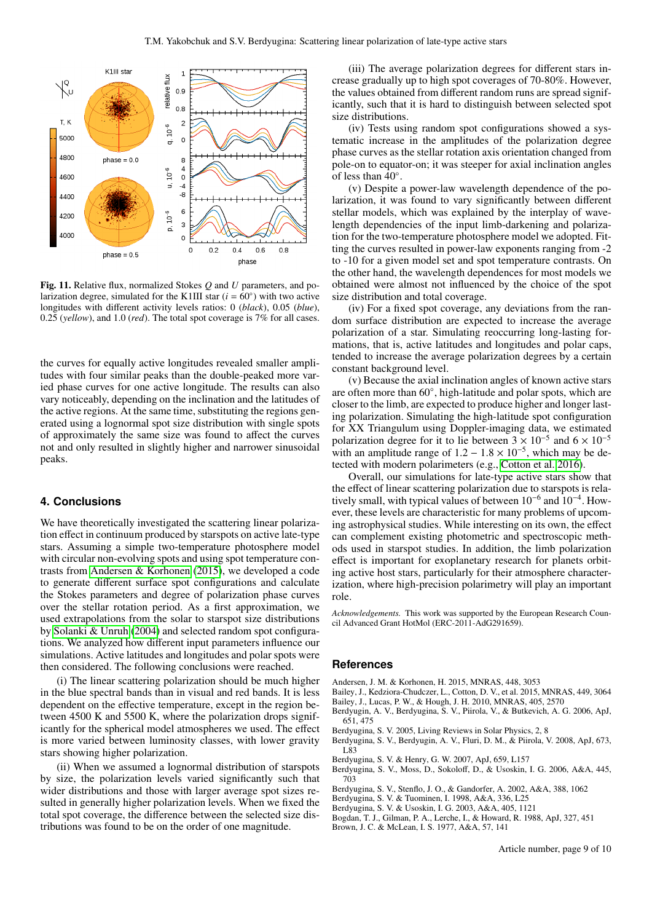K1III star

Q
U

T, K
5000
4800
4600
4400
4200
4000

phase = 0.0

phase = 0.5

relative flux
1
0.9
0.8

q, $10^{-6}$
2
0

u, $10^{-6}$
8
4
0
-4
-8

p, $10^{-6}$
6
3
0

0
0.2
0.4
0.6
0.8
phase

**Fig. 11.** Relative flux, normalized Stokes $Q$ and $U$ parameters, and polarization degree, simulated for the K1III star ($i = 60°$) with two active longitudes with different activity levels ratios: 0 (*black*), 0.05 (*blue*), 0.25 (*yellow*), and 1.0 (*red*). The total spot coverage is 7% for all cases.

the curves for equally active longitudes revealed smaller amplitudes with four similar peaks than the double-peaked more varied phase curves for one active longitude. The results can also vary noticeably, depending on the inclination and the latitudes of the active regions. At the same time, substituting the regions generated using a lognormal spot size distribution with single spots of approximately the same size was found to affect the curves not and only resulted in slightly higher and narrower sinusoidal peaks.

## 4. Conclusions

We have theoretically investigated the scattering linear polarization effect in continuum produced by starspots on active late-type stars. Assuming a simple two-temperature photosphere model with circular non-evolving spots and using spot temperature contrasts from Andersen & Korhonen (2015), we developed a code to generate different surface spot configurations and calculate the Stokes parameters and degree of polarization phase curves over the stellar rotation period. As a first approximation, we used extrapolations from the solar to starspot size distributions by Solanki & Unruh (2004) and selected random spot configurations. We analyzed how different input parameters influence our simulations. Active latitudes and longitudes and polar spots were then considered. The following conclusions were reached.

(i) The linear scattering polarization should be much higher in the blue spectral bands than in visual and red bands. It is less dependent on the effective temperature, except in the region between 4500 K and 5500 K, where the polarization drops significantly for the spherical model atmospheres we used. The effect is more varied between luminosity classes, with lower gravity stars showing higher polarization.

(ii) When we assumed a lognormal distribution of starspots by size, the polarization levels varied significantly such that wider distributions and those with larger average spot sizes resulted in generally higher polarization levels. When we fixed the total spot coverage, the difference between the selected size distributions was found to be on the order of one magnitude.

(iii) The average polarization degrees for different stars increase gradually up to high spot coverages of 70-80%. However, the values obtained from different random runs are spread significantly, such that it is hard to distinguish between selected spot size distributions.

(iv) Tests using random spot configurations showed a systematic increase in the amplitudes of the polarization degree phase curves as the stellar rotation axis orientation changed from pole-on to equator-on; it was steeper for axial inclination angles of less than 40°.

(v) Despite a power-law wavelength dependence of the polarization, it was found to vary significantly between different stellar models, which was explained by the interplay of wavelength dependencies of the input limb-darkening and polarization for the two-temperature photosphere model we adopted. Fitting the curves resulted in power-law exponents ranging from -2 to -10 for a given model set and spot temperature contrasts. On the other hand, the wavelength dependences for most models we obtained were almost not influenced by the choice of the spot size distribution and total coverage.

(iv) For a fixed spot coverage, any deviations from the random surface distribution are expected to increase the average polarization of a star. Simulating reoccurring long-lasting formations, that is, active latitudes and longitudes and polar caps, tended to increase the average polarization degrees by a certain constant background level.

(v) Because the axial inclination angles of known active stars are often more than 60°, high-latitude and polar spots, which are closer to the limb, are expected to produce higher and longer lasting polarization. Simulating the high-latitude spot configuration for XX Triangulum using Doppler-imaging data, we estimated polarization degree for it to lie between $3 \times 10^{-5}$ and $6 \times 10^{-5}$ with an amplitude range of $1.2 - 1.8 \times 10^{-5}$, which may be detected with modern polarimeters (e.g., Cotton et al. 2016).

Overall, our simulations for late-type active stars show that the effect of linear scattering polarization due to starspots is relatively small, with typical values of between $10^{-6}$ and $10^{-4}$. However, these levels are characteristic for many problems of upcoming astrophysical studies. While interesting on its own, the effect can complement existing photometric and spectroscopic methods used in starspot studies. In addition, the limb polarization effect is important for exoplanetary research for planets orbiting active host stars, particularly for their atmosphere characterization, where high-precision polarimetry will play an important role.

*Acknowledgements.* This work was supported by the European Research Council Advanced Grant HotMol (ERC-2011-AdG291659).

## References

Andersen, J. M. & Korhonen, H. 2015, MNRAS, 448, 3053
Bailey, J., Kedziora-Chudczer, L., Cotton, D. V., et al. 2015, MNRAS, 449, 3064
Bailey, J., Lucas, P. W., & Hough, J. H. 2010, MNRAS, 405, 2570
Berdyugin, A. V., Berdyugina, S. V., Piirola, V., & Butkevich, A. G. 2006, ApJ, 651, 475
Berdyugina, S. V. 2005, Living Reviews in Solar Physics, 2, 8
Berdyugina, S. V., Berdyugin, A. V., Fluri, D. M., & Piirola, V. 2008, ApJ, 673, L83
Berdyugina, S. V. & Henry, G. W. 2007, ApJ, 659, L157
Berdyugina, S. V., Moss, D., Sokoloff, D., & Usoskin, I. G. 2006, A&A, 445, 703
Berdyugina, S. V., Stenflo, J. O., & Gandorfer, A. 2002, A&A, 388, 1062
Berdyugina, S. V. & Tuominen, I. 1998, A&A, 336, L25
Berdyugina, S. V. & Usoskin, I. G. 2003, A&A, 405, 1121
Bogdan, T. J., Gilman, P. A., Lerche, I., & Howard, R. 1988, ApJ, 327, 451
Brown, J. C. & McLean, I. S. 1977, A&A, 57, 141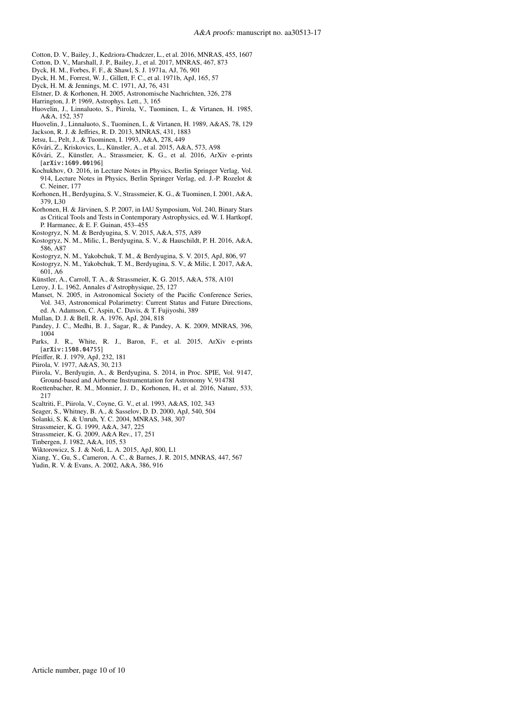Cotton, D. V., Bailey, J., Kedziora-Chudczer, L., et al. 2016, MNRAS, 455, 1607
Cotton, D. V., Marshall, J. P., Bailey, J., et al. 2017, MNRAS, 467, 873
Dyck, H. M., Forbes, F. F., & Shawl, S. J. 1971a, AJ, 76, 901
Dyck, H. M., Forrest, W. J., Gillett, F. C., et al. 1971b, ApJ, 165, 57
Dyck, H. M. & Jennings, M. C. 1971, AJ, 76, 431
Elstner, D. & Korhonen, H. 2005, Astronomische Nachrichten, 326, 278
Harrington, J. P. 1969, Astrophys. Lett., 3, 165
Huovelin, J., Linnaluoto, S., Piirola, V., Tuominen, I., & Virtanen, H. 1985, A&A, 152, 357
Huovelin, J., Linnaluoto, S., Tuominen, I., & Virtanen, H. 1989, A&AS, 78, 129
Jackson, R. J. & Jeffries, R. D. 2013, MNRAS, 431, 1883
Jetsu, L., Pelt, J., & Tuominen, I. 1993, A&A, 278, 449
Kővári, Z., Kriskovics, L., Künstler, A., et al. 2015, A&A, 573, A98
Kővári, Z., Künstler, A., Strassmeier, K. G., et al. 2016, ArXiv e-prints [arXiv:1609.00196]
Kochukhov, O. 2016, in Lecture Notes in Physics, Berlin Springer Verlag, Vol. 914, Lecture Notes in Physics, Berlin Springer Verlag, ed. J.-P. Rozelot & C. Neiner, 177
Korhonen, H., Berdyugina, S. V., Strassmeier, K. G., & Tuominen, I. 2001, A&A, 379, L30
Korhonen, H. & Järvinen, S. P. 2007, in IAU Symposium, Vol. 240, Binary Stars as Critical Tools and Tests in Contemporary Astrophysics, ed. W. I. Hartkopf, P. Harmanec, & E. F. Guinan, 453–455
Kostogryz, N. M. & Berdyugina, S. V. 2015, A&A, 575, A89
Kostogryz, N. M., Milic, I., Berdyugina, S. V., & Hauschildt, P. H. 2016, A&A, 586, A87
Kostogryz, N. M., Yakobchuk, T. M., & Berdyugina, S. V. 2015, ApJ, 806, 97
Kostogryz, N. M., Yakobchuk, T. M., Berdyugina, S. V., & Milic, I. 2017, A&A, 601, A6
Künstler, A., Carroll, T. A., & Strassmeier, K. G. 2015, A&A, 578, A101
Leroy, J. L. 1962, Annales d'Astrophysique, 25, 127
Manset, N. 2005, in Astronomical Society of the Pacific Conference Series, Vol. 343, Astronomical Polarimetry: Current Status and Future Directions, ed. A. Adamson, C. Aspin, C. Davis, & T. Fujiyoshi, 389
Mullan, D. J. & Bell, R. A. 1976, ApJ, 204, 818
Pandey, J. C., Medhi, B. J., Sagar, R., & Pandey, A. K. 2009, MNRAS, 396, 1004
Parks, J. R., White, R. J., Baron, F., et al. 2015, ArXiv e-prints [arXiv:1508.04755]
Pfeiffer, R. J. 1979, ApJ, 232, 181
Piirola, V. 1977, A&AS, 30, 213
Piirola, V., Berdyugin, A., & Berdyugina, S. 2014, in Proc. SPIE, Vol. 9147, Ground-based and Airborne Instrumentation for Astronomy V, 91478I
Roettenbacher, R. M., Monnier, J. D., Korhonen, H., et al. 2016, Nature, 533, 217
Scaltriti, F., Piirola, V., Coyne, G. V., et al. 1993, A&AS, 102, 343
Seager, S., Whitney, B. A., & Sasselov, D. D. 2000, ApJ, 540, 504
Solanki, S. K. & Unruh, Y. C. 2004, MNRAS, 348, 307
Strassmeier, K. G. 1999, A&A, 347, 225
Strassmeier, K. G. 2009, A&A Rev., 17, 251
Tinbergen, J. 1982, A&A, 105, 53
Wiktorowicz, S. J. & Nofi, L. A. 2015, ApJ, 800, L1
Xiang, Y., Gu, S., Cameron, A. C., & Barnes, J. R. 2015, MNRAS, 447, 567
Yudin, R. V. & Evans, A. 2002, A&A, 386, 916